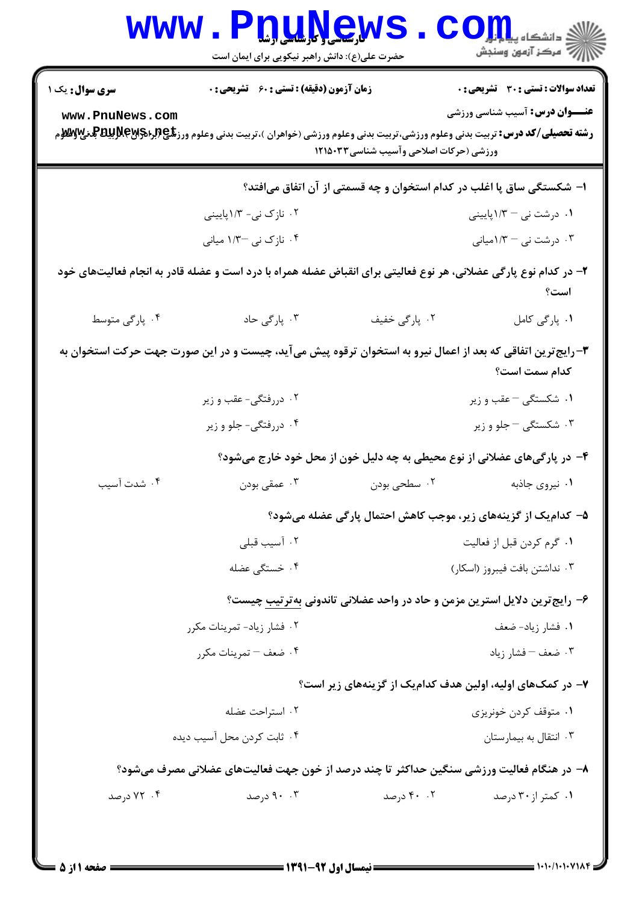**سری سؤال:** یک ۱

**زمان آزمون (دقیقه) : تستی : ۶۰ تشریحی : ۰**

**تعداد سوالات : تستی : ۳۰ تشریحی : ۰**

**عنـــوان درس:** آسیب شناسی ورزشی

**رشته تحصیلی/کد درس:** تربیت بدنی وعلوم ورزشی،تربیت بدنی وعلوم ورزشی (خواهران )،تربیت بدنی وعلوم ورزشی (برادران )،تربیت بدنی وعلوم ورزشی (حرکات اصلاحی وآسیب شناسی۱۲۱۵۰۳۳

۱- شکستگی ساق پا اغلب در کدام استخوان و چه قسمتی از آن اتفاق می‌افتد؟

۱. درشت نی – ۱/۳پایینی
۲. نازک نی- ۱/۳پایینی
۳. درشت نی – ۱/۳میانی
۴. نازک نی –۱/۳ میانی

۲- در کدام نوع پارگی عضلانی، هر نوع فعالیتی برای انقباض عضله همراه با درد است و عضله قادر به انجام فعالیت‌های خود است؟

۱. پارگی کامل
۲. پارگی خفیف
۳. پارگی حاد
۴. پارگی متوسط

۳-رایج‌ترین اتفاقی که بعد از اعمال نیرو به استخوان ترقوه پیش می‌آید، چیست و در این صورت جهت حرکت استخوان به کدام سمت است؟

۱. شکستگی – عقب و زیر
۲. دررفتگی- عقب و زیر
۳. شکستگی – جلو و زیر
۴. دررفتگی- جلو و زیر

۴- در پارگی‌های عضلانی از نوع محیطی به چه دلیل خون از محل خود خارج می‌شود؟

۱. نیروی جاذبه
۲. سطحی بودن
۳. عمقی بودن
۴. شدت آسیب

۵- کدام‌یک از گزینه‌های زیر، موجب کاهش احتمال پارگی عضله می‌شود؟

۱. گرم کردن قبل از فعالیت
۲. آسیب قبلی
۳. نداشتن بافت فیبروز (اسکار)
۴. خستگی عضله

۶- رایج‌ترین دلایل استرین مزمن و حاد در واحد عضلانی تاندونی به‌ترتیب چیست؟

۱. فشار زیاد- ضعف
۲. فشار زیاد- تمرینات مکرر
۳. ضعف – فشار زیاد
۴. ضعف – تمرینات مکرر

۷- در کمک‌های اولیه، اولین هدف کدام‌یک از گزینه‌های زیر است؟

۱. متوقف کردن خونریزی
۲. استراحت عضله
۳. انتقال به بیمارستان
۴. ثابت کردن محل آسیب دیده

۸- در هنگام فعالیت ورزشی سنگین حداکثر تا چند درصد از خون جهت فعالیت‌های عضلانی مصرف می‌شود؟

۱. کمتر از ۳۰ درصد
۲. ۴۰ درصد
۳. ۹۰ درصد
۴. ۷۲ درصد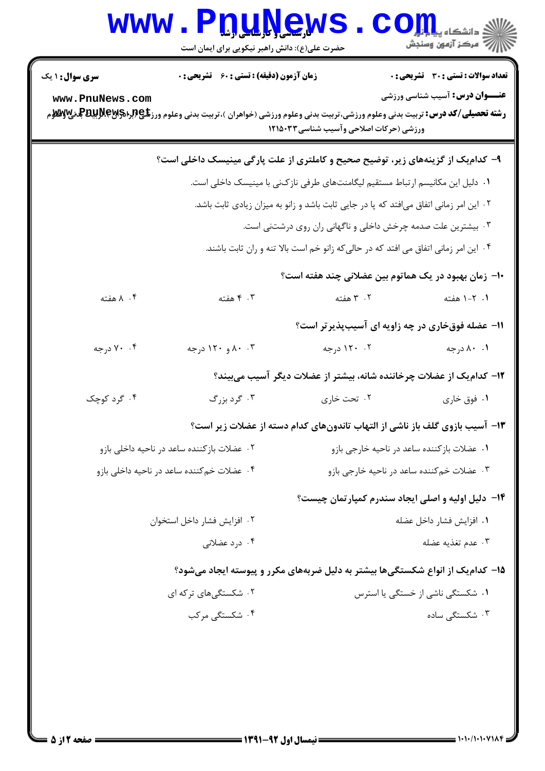**تعداد سوالات : تستی : ۳۰ تشریحی : ۰** | **زمان آزمون (دقیقه) : تستی : ۶۰ تشریحی : ۰** | **سری سوال : ۱ یک**

**عنـــوان درس:** آسیب شناسی ورزشی

**رشته تحصیلی/کد درس:** تربیت بدنی وعلوم ورزشی،تربیت بدنی وعلوم ورزشی (خواهران )،تربیت بدنی وعلوم ورزشی (برادران )،تربیت بدنی وعلوم ورزشی (حرکات اصلاحی وآسیب شناسی۱۲۱۵۰۳۳

**۹- کدام‌یک از گزینه‌های زیر، توضیح صحیح و کاملتری از علت پارگی مینیسک داخلی است؟**

۱. دلیل این مکانیسم ارتباط مستقیم لیگامنت‌های طرفی نازک‌نی با مینیسک داخلی است.

۲. این امر زمانی اتفاق می‌افتد که پا در جایی ثابت باشد و زانو به میزان زیادی ثابت باشد.

۳. بیشترین علت صدمه چرخش داخلی و ناگهانی ران روی درشتنی است.

۴. این امر زمانی اتفاق می افتد که در حالی‌که زانو خم است بالا تنه و ران ثابت باشند.

**۱۰- زمان بهبود در یک هماتوم بین عضلانی چند هفته است؟**

۱. ۲-۱ هفته
۲. ۳ هفته
۳. ۴ هفته
۴. ۸ هفته

**۱۱- عضله فوق‌خاری در چه زاویه ای آسیب‌پذیرتر است؟**

۱. ۸۰ درجه
۲. ۱۲۰ درجه
۳. ۸۰ و ۱۲۰ درجه
۴. ۷۰ درجه

**۱۲- کدام‌یک از عضلات چرخاننده شانه، بیشتر از عضلات دیگر آسیب می‌بیند؟**

۱. فوق خاری
۲. تحت خاری
۳. گرد بزرگ
۴. گرد کوچک

**۱۳- آسیب بازوی گلف باز ناشی از التهاب تاندون‌های کدام دسته از عضلات زیر است؟**

۱. عضلات بازکننده ساعد در ناحیه خارجی بازو
۲. عضلات بازکننده ساعد در ناحیه داخلی بازو
۳. عضلات خم‌کننده ساعد در ناحیه خارجی بازو
۴. عضلات خم‌کننده ساعد در ناحیه داخلی بازو

**۱۴- دلیل اولیه و اصلی ایجاد سندرم کمپارتمان چیست؟**

۱. افزایش فشار داخل عضله
۲. افزایش فشار داخل استخوان
۳. عدم تغذیه عضله
۴. درد عضلانی

**۱۵- کدام‌یک از انواع شکستگی‌ها بیشتر به دلیل ضربه‌های مکرر و پیوسته ایجاد می‌شود؟**

۱. شکستگی ناشی از خستگی یا استرس
۲. شکستگی‌های ترکه ای
۳. شکستگی ساده
۴. شکستگی مرکب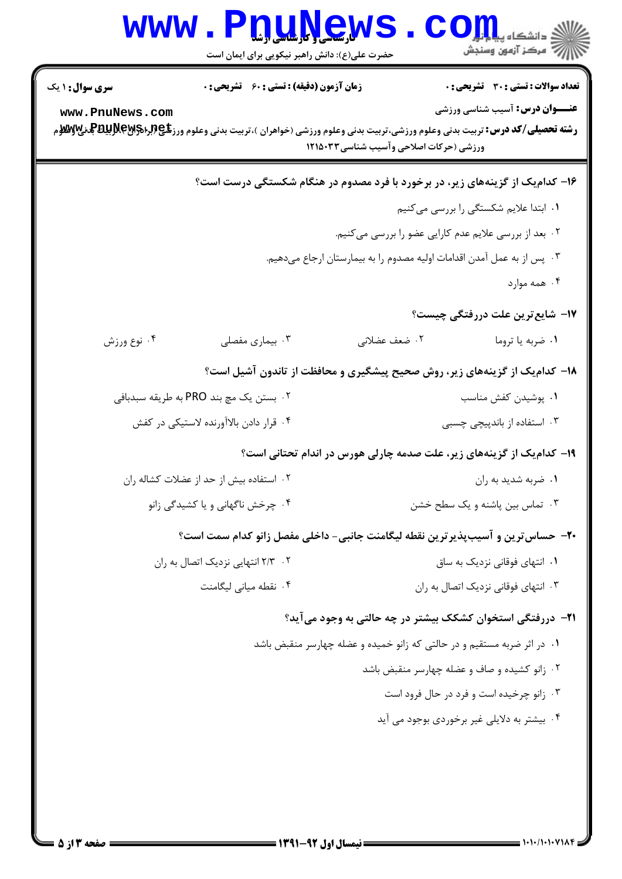**تعداد سوالات : تستی : ۳۰ تشریحی : ۰** | **زمان آزمون (دقیقه) : تستی : ۶۰ تشریحی : ۰** | **سری سوال : ۱ یک**

**عنـــوان درس:** آسیب شناسی ورزشی

**رشته تحصیلی/کد درس:** تربیت بدنی وعلوم ورزشی،تربیت بدنی وعلوم ورزشی (خواهران )،تربیت بدنی وعلوم ورزشی (برادران)،تربیت بدنی وعلوم ورزشی (حرکات اصلاحی وآسیب شناسی ۱۲۱۵۰۳۳

**۱۶- کدام‌یک از گزینه‌های زیر، در برخورد با فرد مصدوم در هنگام شکستگی درست است؟**

۱. ابتدا علایم شکستگی را بررسی می‌کنیم

۲. بعد از بررسی علایم عدم کارایی عضو را بررسی می‌کنیم.

۳. پس از به عمل آمدن اقدامات اولیه مصدوم را به بیمارستان ارجاع می‌دهیم.

۴. همه موارد

**۱۷- شایع‌ترین علت دررفتگی چیست؟**

۱. ضربه یا تروما

۲. ضعف عضلانی

۳. بیماری مفصلی

۴. نوع ورزش

**۱۸- کدام‌یک از گزینه‌های زیر، روش صحیح پیشگیری و محافظت از تاندون آشیل است؟**

۱. پوشیدن کفش مناسب

۲. بستن یک مچ بند PRO به طریقه سبدبافی

۳. استفاده از باندپیچی چسبی

۴. قرار دادن بالاآورنده لاستیکی در کفش

**۱۹- کدام‌یک از گزینه‌های زیر، علت صدمه چارلی هورس در اندام تحتانی است؟**

۱. ضربه شدید به ران

۲. استفاده بیش از حد از عضلات کشاله ران

۳. تماس بین پاشنه و یک سطح خشن

۴. چرخش ناگهانی و یا کشیدگی زانو

**۲۰- حساس‌ترین و آسیب‌پذیرترین نقطه لیگامنت جانبی- داخلی مفصل زانو کدام سمت است؟**

۱. انتهای فوقانی نزدیک به ساق

۲. ۲/۳ انتهایی نزدیک اتصال به ران

۳. انتهای فوقانی نزدیک اتصال به ران

۴. نقطه میانی لیگامنت

**۲۱- دررفتگی استخوان کشکک بیشتر در چه حالتی به وجود می‌آید؟**

۱. در اثر ضربه مستقیم و در حالتی که زانو خمیده و عضله چهارسر منقبض باشد

۲. زانو کشیده و صاف و عضله چهارسر منقبض باشد

۳. زانو چرخیده است و فرد در حال فرود است

۴. بیشتر به دلایلی غیر برخوردی بوجود می آید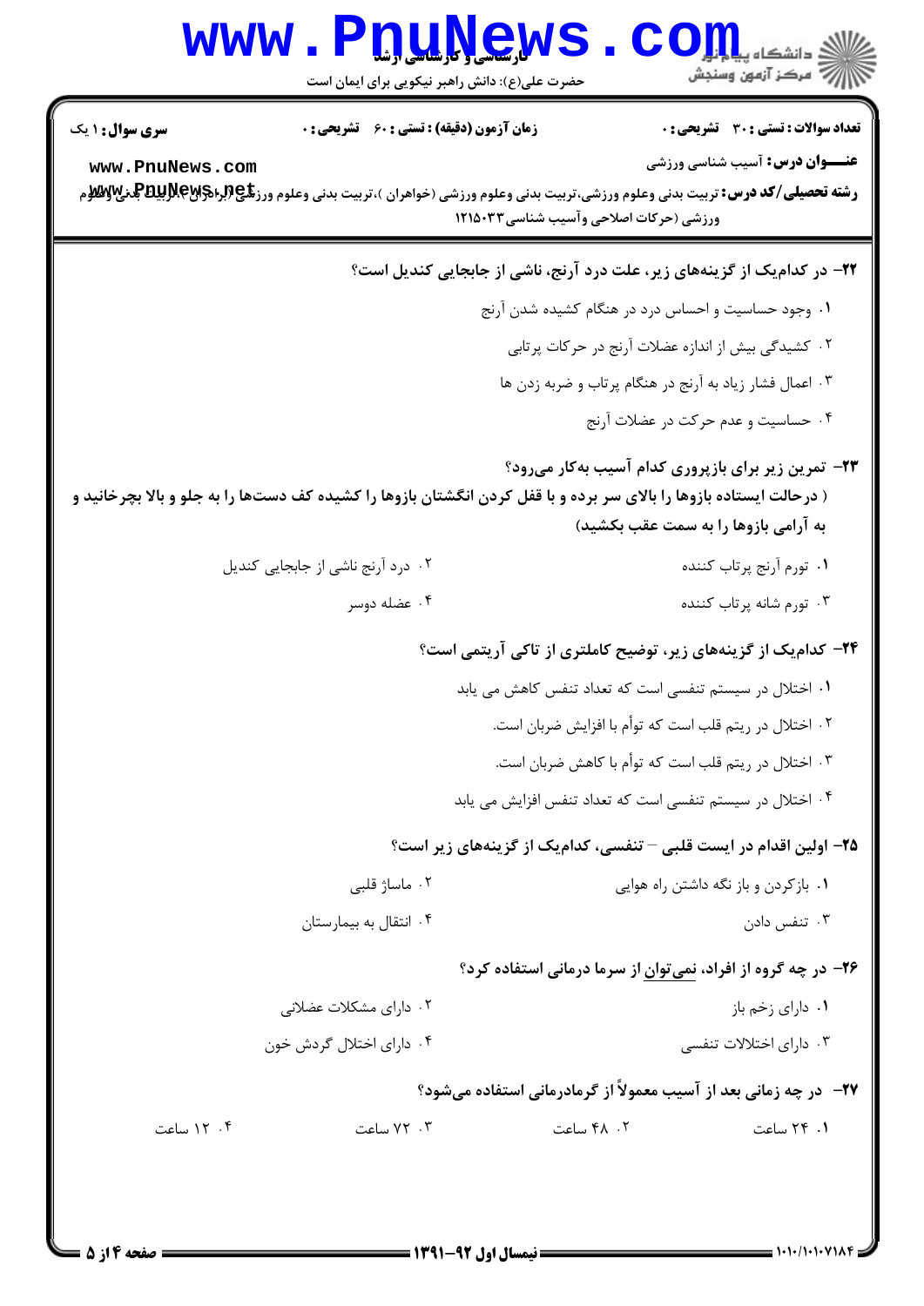**تعداد سوالات : تستی : ۳۰ تشریحی : ۰** | **زمان آزمون (دقیقه) : تستی : ۶۰ تشریحی : ۰** | **سری سوال : ۱ یک**

**عنـــوان درس:** آسیب شناسی ورزشی

**رشته تحصیلی/کد درس:** تربیت بدنی وعلوم ورزشی،تربیت بدنی وعلوم ورزشی (خواهران )،تربیت بدنی وعلوم ورزشی (برادران )،تربیت بدنی وعلوم ورزشی (حرکات اصلاحی وآسیب شناسی ۱۲۱۵۰۳۳

**۲۲- در کدام‌یک از گزینه‌های زیر، علت درد آرنج، ناشی از جابجایی کندیل است؟**

۱. وجود حساسیت و احساس درد در هنگام کشیده شدن آرنج

۲. کشیدگی بیش از اندازه عضلات آرنج در حرکات پرتابی

۳. اعمال فشار زیاد به آرنج در هنگام پرتاب و ضربه زدن ها

۴. حساسیت و عدم حرکت در عضلات آرنج

**۲۳- تمرین زیر برای بازپروری کدام آسیب به‌کار می‌رود؟**
**( درحالت ایستاده بازوها را بالای سر برده و با قفل کردن انگشتان بازوها را کشیده کف دست‌ها را به جلو و بالا بچرخانید و به آرامی بازوها را به سمت عقب بکشید)**

۱. تورم آرنج پرتاب کننده

۲. درد آرنج ناشی از جابجایی کندیل

۳. تورم شانه پرتاب کننده

۴. عضله دوسر

**۲۴- کدام‌یک از گزینه‌های زیر، توضیح کاملتری از تاکی آریتمی است؟**

۱. اختلال در سیستم تنفسی است که تعداد تنفس کاهش می یابد

۲. اختلال در ریتم قلب است که توأم با افزایش ضربان است.

۳. اختلال در ریتم قلب است که توأم با کاهش ضربان است.

۴. اختلال در سیستم تنفسی است که تعداد تنفس افزایش می یابد

**۲۵- اولین اقدام در ایست قلبی – تنفسی، کدام‌یک از گزینه‌های زیر است؟**

۱. بازکردن و باز نگه داشتن راه هوایی

۲. ماساژ قلبی

۳. تنفس دادن

۴. انتقال به بیمارستان

**۲۶- در چه گروه از افراد، نمی‌توان از سرما درمانی استفاده کرد؟**

۱. دارای زخم باز

۲. دارای مشکلات عضلانی

۳. دارای اختلالات تنفسی

۴. دارای اختلال گردش خون

**۲۷- در چه زمانی بعد از آسیب معمولاً از گرمادرمانی استفاده می‌شود؟**

۱. ۲۴ ساعت

۲. ۴۸ ساعت

۳. ۷۲ ساعت

۴. ۱۲ ساعت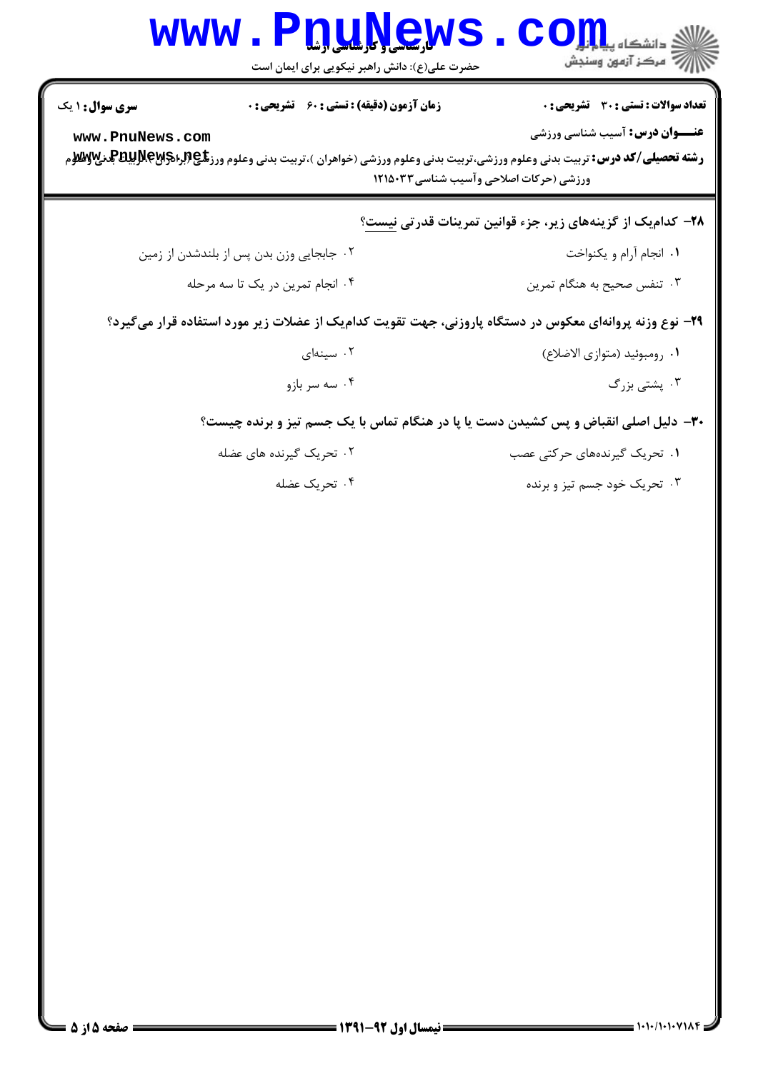**سری سوال:** ۱ یک

**زمان آزمون (دقیقه) : تستی : ۶۰ تشریحی : ۰**

**تعداد سوالات : تستی : ۳۰ تشریحی : ۰**

**عنـــوان درس:** آسیب شناسی ورزشی

**رشته تحصیلی/کد درس:** تربیت بدنی وعلوم ورزشی،تربیت بدنی وعلوم ورزشی (خواهران )،تربیت بدنی وعلوم ورزشی (برادران )،تربیت بدنی وعلوم ورزشی (حرکات اصلاحی وآسیب شناسی ۱۲۱۵۰۳۳

**۲۸- کدام‌یک از گزینه‌های زیر، جزء قوانین تمرینات قدرتی نیست؟**

۱. انجام آرام و یکنواخت

۲. جابجایی وزن بدن پس از بلندشدن از زمین

۳. تنفس صحیح به هنگام تمرین

۴. انجام تمرین در یک تا سه مرحله

**۲۹- نوع وزنه پروانه‌ای معکوس در دستگاه پاروزنی، جهت تقویت کدام‌یک از عضلات زیر مورد استفاده قرار می‌گیرد؟**

۱. رومبوئید (متوازی الاضلاع)

۲. سینه‌ای

۳. پشتی بزرگ

۴. سه سر بازو

**۳۰- دلیل اصلی انقباض و پس کشیدن دست یا پا در هنگام تماس با یک جسم تیز و برنده چیست؟**

۱. تحریک گیرنده‌های حرکتی عصب

۲. تحریک گیرنده های عضله

۳. تحریک خود جسم تیز و برنده

۴. تحریک عضله